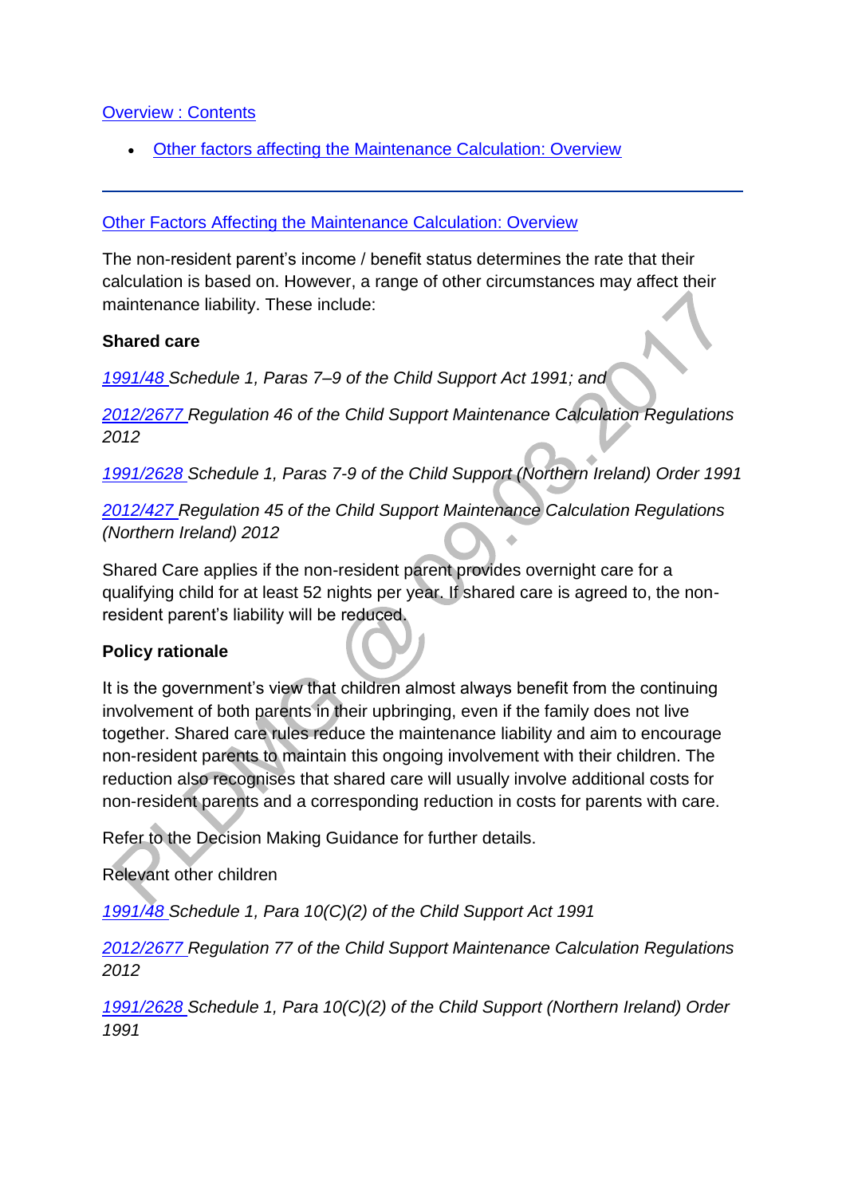Overview : Contents

- Other factors affecting the Maintenance Calculation: Overview

---

Other Factors Affecting the Maintenance Calculation: Overview

The non-resident parent's income / benefit status determines the rate that their calculation is based on. However, a range of other circumstances may affect their maintenance liability. These include:

**Shared care**

*1991/48 Schedule 1, Paras 7–9 of the Child Support Act 1991; and*

*2012/2677 Regulation 46 of the Child Support Maintenance Calculation Regulations 2012*

*1991/2628 Schedule 1, Paras 7-9 of the Child Support (Northern Ireland) Order 1991*

*2012/427 Regulation 45 of the Child Support Maintenance Calculation Regulations (Northern Ireland) 2012*

Shared Care applies if the non-resident parent provides overnight care for a qualifying child for at least 52 nights per year. If shared care is agreed to, the non-resident parent's liability will be reduced.

**Policy rationale**

It is the government's view that children almost always benefit from the continuing involvement of both parents in their upbringing, even if the family does not live together. Shared care rules reduce the maintenance liability and aim to encourage non-resident parents to maintain this ongoing involvement with their children. The reduction also recognises that shared care will usually involve additional costs for non-resident parents and a corresponding reduction in costs for parents with care.

Refer to the Decision Making Guidance for further details.

Relevant other children

*1991/48 Schedule 1, Para 10(C)(2) of the Child Support Act 1991*

*2012/2677 Regulation 77 of the Child Support Maintenance Calculation Regulations 2012*

*1991/2628 Schedule 1, Para 10(C)(2) of the Child Support (Northern Ireland) Order 1991*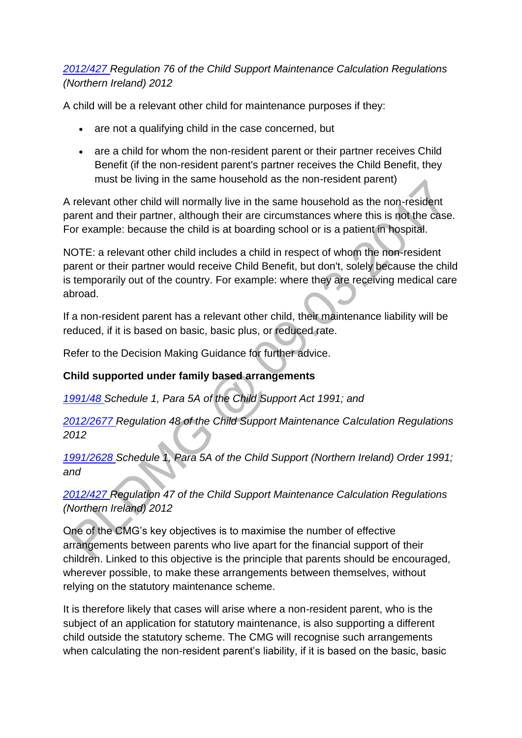[2012/427](#) *Regulation 76 of the Child Support Maintenance Calculation Regulations (Northern Ireland) 2012*

A child will be a relevant other child for maintenance purposes if they:

- are not a qualifying child in the case concerned, but
- are a child for whom the non-resident parent or their partner receives Child Benefit (if the non-resident parent's partner receives the Child Benefit, they must be living in the same household as the non-resident parent)

A relevant other child will normally live in the same household as the non-resident parent and their partner, although their are circumstances where this is not the case. For example: because the child is at boarding school or is a patient in hospital.

NOTE: a relevant other child includes a child in respect of whom the non-resident parent or their partner would receive Child Benefit, but don't, solely because the child is temporarily out of the country. For example: where they are receiving medical care abroad.

If a non-resident parent has a relevant other child, their maintenance liability will be reduced, if it is based on basic, basic plus, or reduced rate.

Refer to the Decision Making Guidance for further advice.

**Child supported under family based arrangements**

[1991/48](#) *Schedule 1, Para 5A of the Child Support Act 1991; and*

[2012/2677](#) *Regulation 48 of the Child Support Maintenance Calculation Regulations 2012*

[1991/2628](#) *Schedule 1, Para 5A of the Child Support (Northern Ireland) Order 1991; and*

[2012/427](#) *Regulation 47 of the Child Support Maintenance Calculation Regulations (Northern Ireland) 2012*

One of the CMG's key objectives is to maximise the number of effective arrangements between parents who live apart for the financial support of their children. Linked to this objective is the principle that parents should be encouraged, wherever possible, to make these arrangements between themselves, without relying on the statutory maintenance scheme.

It is therefore likely that cases will arise where a non-resident parent, who is the subject of an application for statutory maintenance, is also supporting a different child outside the statutory scheme. The CMG will recognise such arrangements when calculating the non-resident parent's liability, if it is based on the basic, basic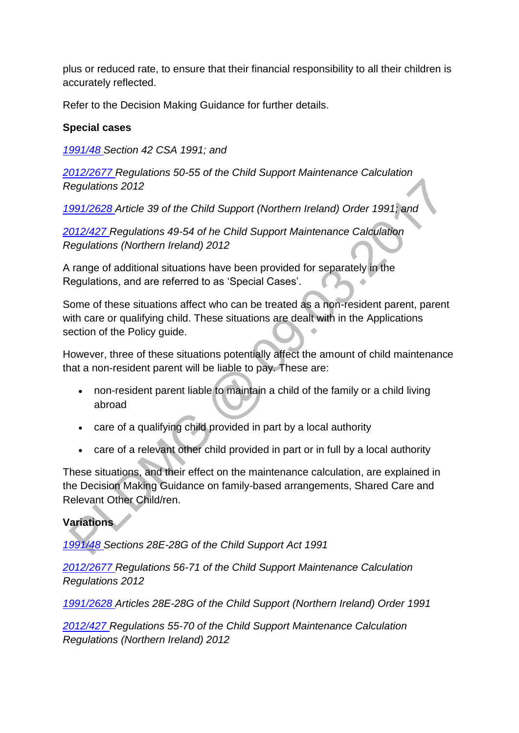plus or reduced rate, to ensure that their financial responsibility to all their children is accurately reflected.

Refer to the Decision Making Guidance for further details.

**Special cases**

*1991/48 Section 42 CSA 1991; and*

*2012/2677 Regulations 50-55 of the Child Support Maintenance Calculation Regulations 2012*

*1991/2628 Article 39 of the Child Support (Northern Ireland) Order 1991; and*

*2012/427 Regulations 49-54 of he Child Support Maintenance Calculation Regulations (Northern Ireland) 2012*

A range of additional situations have been provided for separately in the Regulations, and are referred to as 'Special Cases'.

Some of these situations affect who can be treated as a non-resident parent, parent with care or qualifying child. These situations are dealt with in the Applications section of the Policy guide.

However, three of these situations potentially affect the amount of child maintenance that a non-resident parent will be liable to pay. These are:

- non-resident parent liable to maintain a child of the family or a child living abroad
- care of a qualifying child provided in part by a local authority
- care of a relevant other child provided in part or in full by a local authority

These situations, and their effect on the maintenance calculation, are explained in the Decision Making Guidance on family-based arrangements, Shared Care and Relevant Other Child/ren.

**Variations**

*1991/48 Sections 28E-28G of the Child Support Act 1991*

*2012/2677 Regulations 56-71 of the Child Support Maintenance Calculation Regulations 2012*

*1991/2628 Articles 28E-28G of the Child Support (Northern Ireland) Order 1991*

*2012/427 Regulations 55-70 of the Child Support Maintenance Calculation Regulations (Northern Ireland) 2012*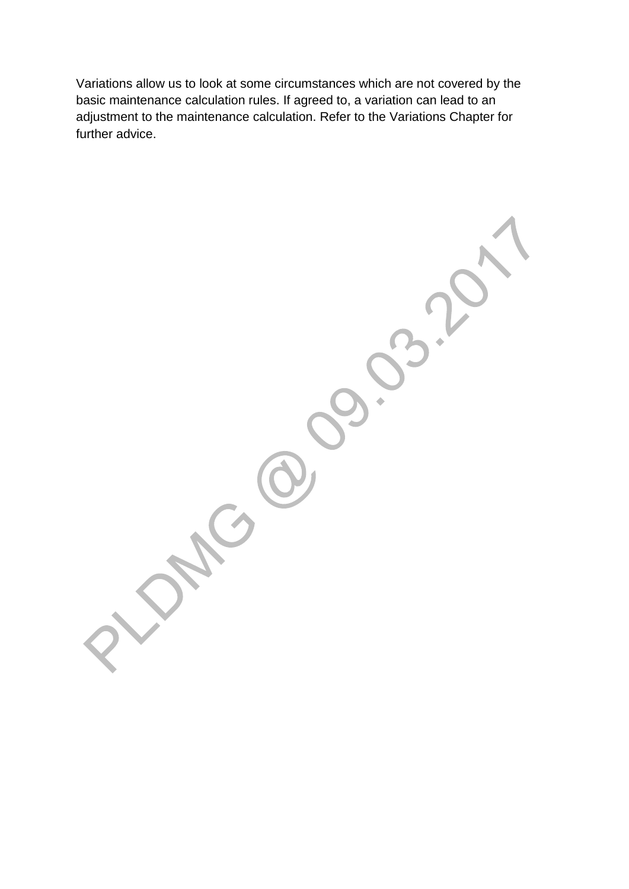Variations allow us to look at some circumstances which are not covered by the basic maintenance calculation rules. If agreed to, a variation can lead to an adjustment to the maintenance calculation. Refer to the Variations Chapter for further advice.